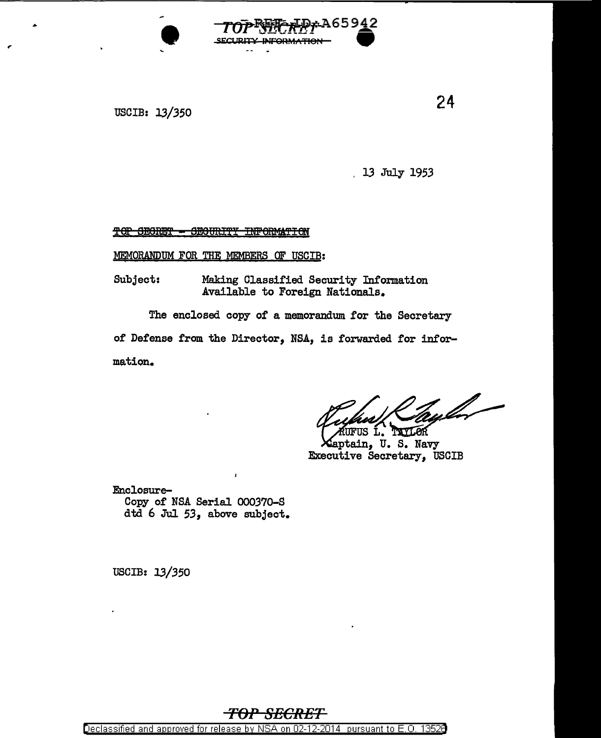TOP SECRET
SECURITY INFORMATION

USCIB: 13/350

13 July 1953

~~TOP SECRET - SECURITY INFORMATION~~

MEMORANDUM FOR THE MEMBERS OF USCIB:

Subject: Making Classified Security Information Available to Foreign Nationals.

The enclosed copy of a memorandum for the Secretary of Defense from the Director, NSA, is forwarded for information.

RUFUS L. TAYLOR
Captain, U. S. Navy
Executive Secretary, USCIB

Enclosure–
Copy of NSA Serial 000370-S dtd 6 Jul 53, above subject.

USCIB: 13/350

TOP SECRET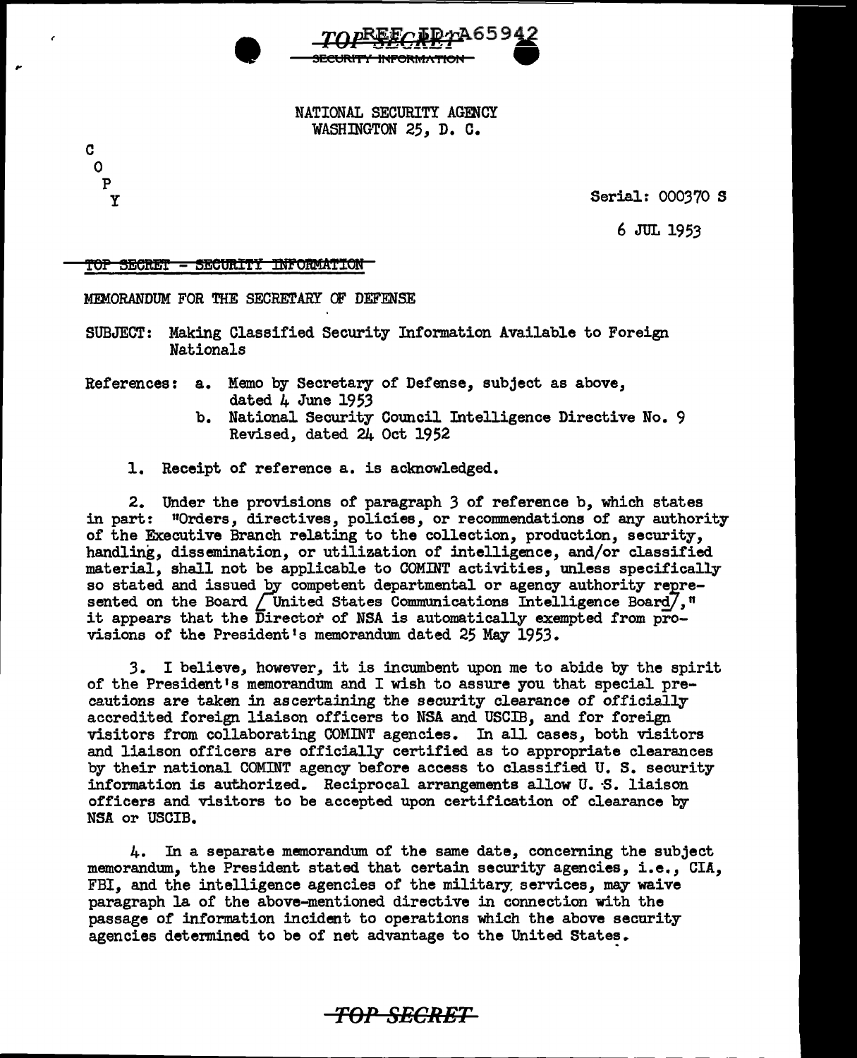TOP SECRET
SECURITY INFORMATION

REF ID:A65942

NATIONAL SECURITY AGENCY
WASHINGTON 25, D. C.

C
O
P
Y

Serial: 000370 S

6 JUL 1953

TOP SECRET - SECURITY INFORMATION

MEMORANDUM FOR THE SECRETARY OF DEFENSE

SUBJECT: Making Classified Security Information Available to Foreign Nationals

References: a. Memo by Secretary of Defense, subject as above, dated 4 June 1953
b. National Security Council Intelligence Directive No. 9 Revised, dated 24 Oct 1952

1. Receipt of reference a. is acknowledged.

2. Under the provisions of paragraph 3 of reference b, which states in part: "Orders, directives, policies, or recommendations of any authority of the Executive Branch relating to the collection, production, security, handling, dissemination, or utilization of intelligence, and/or classified material, shall not be applicable to COMINT activities, unless specifically so stated and issued by competent departmental or agency authority represented on the Board [United States Communications Intelligence Board]," it appears that the Director of NSA is automatically exempted from provisions of the President's memorandum dated 25 May 1953.

3. I believe, however, it is incumbent upon me to abide by the spirit of the President's memorandum and I wish to assure you that special precautions are taken in ascertaining the security clearance of officially accredited foreign liaison officers to NSA and USCIB, and for foreign visitors from collaborating COMINT agencies. In all cases, both visitors and liaison officers are officially certified as to appropriate clearances by their national COMINT agency before access to classified U. S. security information is authorized. Reciprocal arrangements allow U. S. liaison officers and visitors to be accepted upon certification of clearance by NSA or USCIB.

4. In a separate memorandum of the same date, concerning the subject memorandum, the President stated that certain security agencies, i.e., CIA, FBI, and the intelligence agencies of the military services, may waive paragraph 1a of the above-mentioned directive in connection with the passage of information incident to operations which the above security agencies determined to be of net advantage to the United States.

TOP SECRET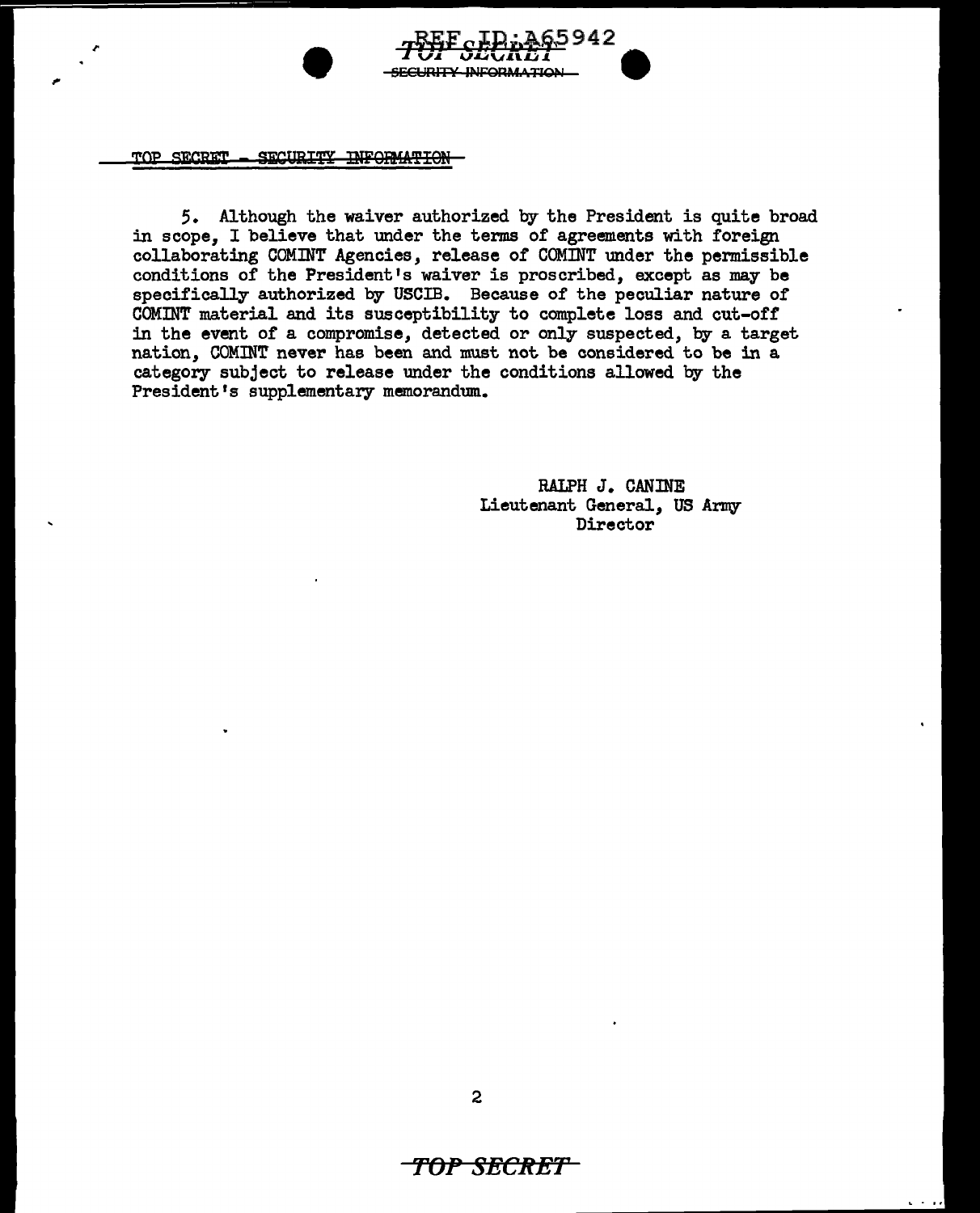TOP SECRET - SECURITY INFORMATION

5. Although the waiver authorized by the President is quite broad in scope, I believe that under the terms of agreements with foreign collaborating COMINT Agencies, release of COMINT under the permissible conditions of the President's waiver is proscribed, except as may be specifically authorized by USCIB. Because of the peculiar nature of COMINT material and its susceptibility to complete loss and cut-off in the event of a compromise, detected or only suspected, by a target nation, COMINT never has been and must not be considered to be in a category subject to release under the conditions allowed by the President's supplementary memorandum.

RALPH J. CANINE
Lieutenant General, US Army
Director